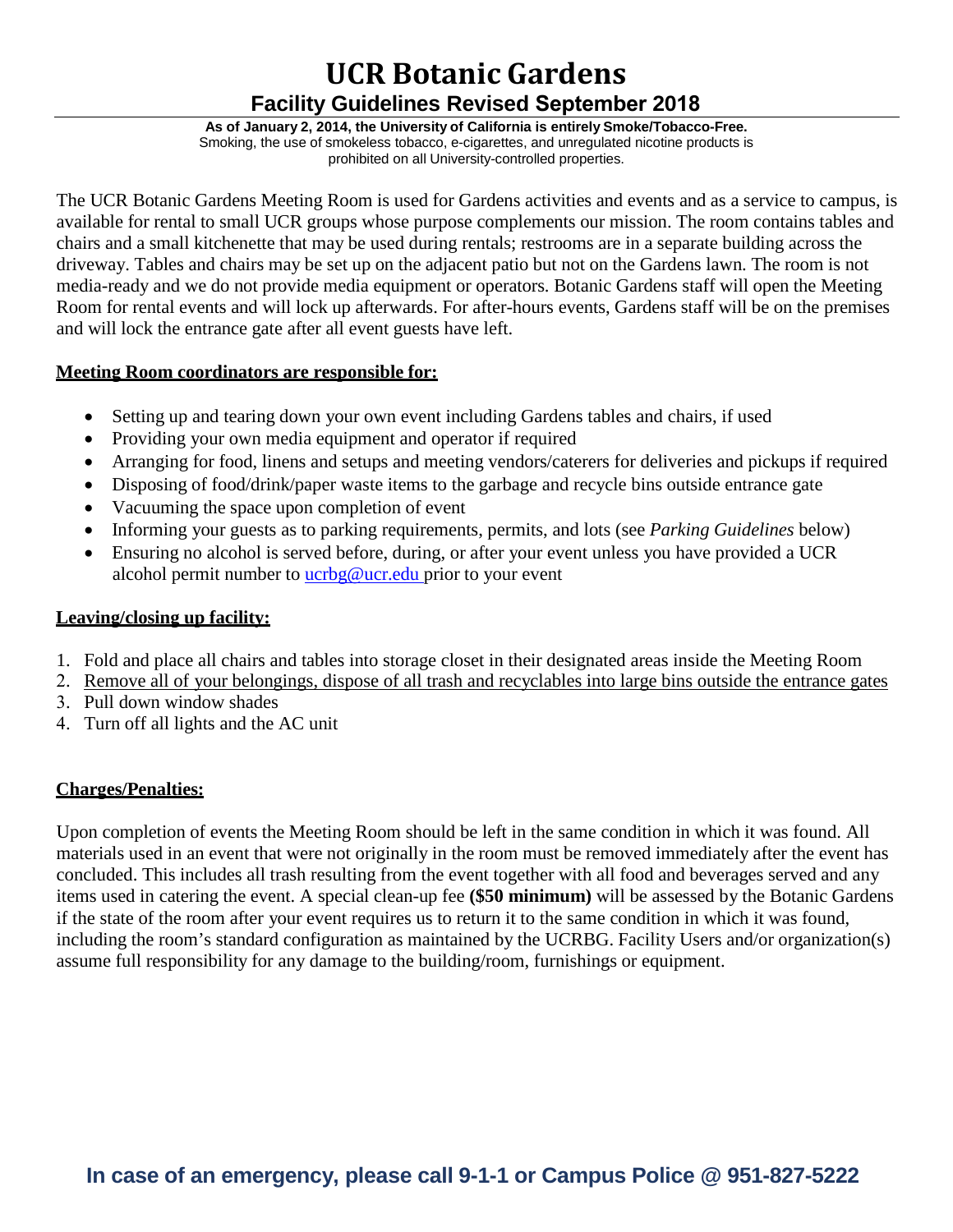# UCR Botanic Gardens

## Facility Guidelines Revised September 2018

**As of January 2, 2014, the University of California is entirely Smoke/Tobacco-Free.**
Smoking, the use of smokeless tobacco, e-cigarettes, and unregulated nicotine products is prohibited on all University-controlled properties.

The UCR Botanic Gardens Meeting Room is used for Gardens activities and events and as a service to campus, is available for rental to small UCR groups whose purpose complements our mission. The room contains tables and chairs and a small kitchenette that may be used during rentals; restrooms are in a separate building across the driveway. Tables and chairs may be set up on the adjacent patio but not on the Gardens lawn. The room is not media-ready and we do not provide media equipment or operators. Botanic Gardens staff will open the Meeting Room for rental events and will lock up afterwards. For after-hours events, Gardens staff will be on the premises and will lock the entrance gate after all event guests have left.

### Meeting Room coordinators are responsible for:

- Setting up and tearing down your own event including Gardens tables and chairs, if used
- Providing your own media equipment and operator if required
- Arranging for food, linens and setups and meeting vendors/caterers for deliveries and pickups if required
- Disposing of food/drink/paper waste items to the garbage and recycle bins outside entrance gate
- Vacuuming the space upon completion of event
- Informing your guests as to parking requirements, permits, and lots (see *Parking Guidelines* below)
- Ensuring no alcohol is served before, during, or after your event unless you have provided a UCR alcohol permit number to ucrbg@ucr.edu prior to your event

### Leaving/closing up facility:

1. Fold and place all chairs and tables into storage closet in their designated areas inside the Meeting Room
2. Remove all of your belongings, dispose of all trash and recyclables into large bins outside the entrance gates
3. Pull down window shades
4. Turn off all lights and the AC unit

### Charges/Penalties:

Upon completion of events the Meeting Room should be left in the same condition in which it was found. All materials used in an event that were not originally in the room must be removed immediately after the event has concluded. This includes all trash resulting from the event together with all food and beverages served and any items used in catering the event. A special clean-up fee **($50 minimum)** will be assessed by the Botanic Gardens if the state of the room after your event requires us to return it to the same condition in which it was found, including the room's standard configuration as maintained by the UCRBG. Facility Users and/or organization(s) assume full responsibility for any damage to the building/room, furnishings or equipment.

**In case of an emergency, please call 9-1-1 or Campus Police @ 951-827-5222**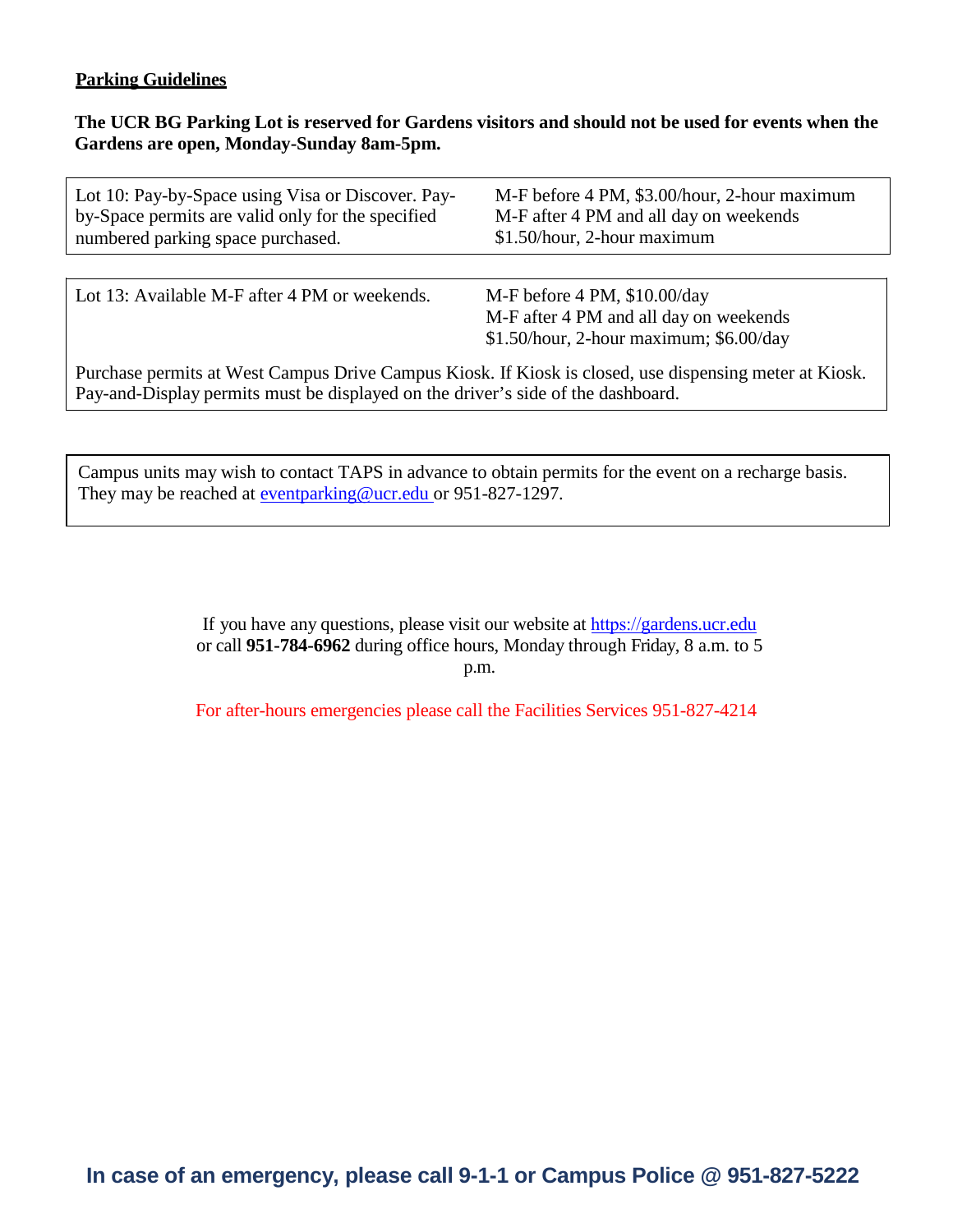**Parking Guidelines**

**The UCR BG Parking Lot is reserved for Gardens visitors and should not be used for events when the Gardens are open, Monday-Sunday 8am-5pm.**

| | |
|---|---|
| Lot 10: Pay-by-Space using Visa or Discover. Pay-by-Space permits are valid only for the specified numbered parking space purchased. | M-F before 4 PM, $3.00/hour, 2-hour maximum<br>M-F after 4 PM and all day on weekends<br>$1.50/hour, 2-hour maximum |

| | |
|---|---|
| Lot 13: Available M-F after 4 PM or weekends. | M-F before 4 PM, $10.00/day<br>M-F after 4 PM and all day on weekends<br>$1.50/hour, 2-hour maximum; $6.00/day |
| Purchase permits at West Campus Drive Campus Kiosk. If Kiosk is closed, use dispensing meter at Kiosk. Pay-and-Display permits must be displayed on the driver's side of the dashboard. | |

Campus units may wish to contact TAPS in advance to obtain permits for the event on a recharge basis. They may be reached at eventparking@ucr.edu or 951-827-1297.

If you have any questions, please visit our website at https://gardens.ucr.edu or call **951-784-6962** during office hours, Monday through Friday, 8 a.m. to 5 p.m.

For after-hours emergencies please call the Facilities Services 951-827-4214

**In case of an emergency, please call 9-1-1 or Campus Police @ 951-827-5222**